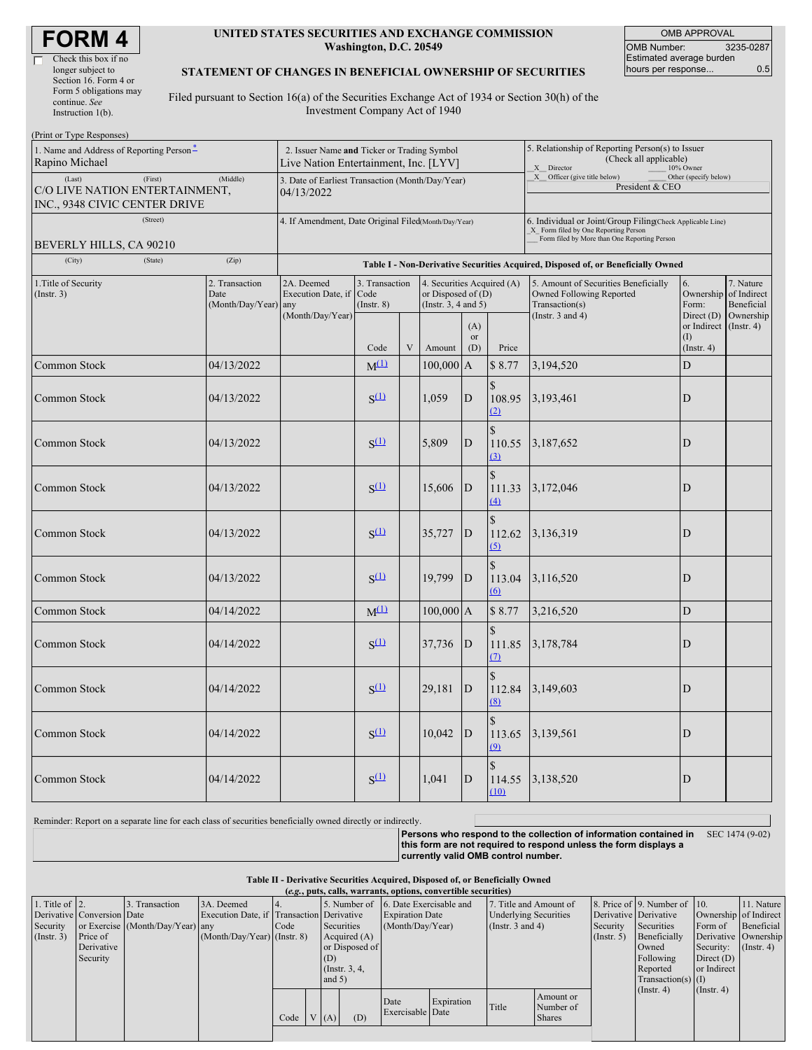# FORM 4

Check this box if no longer subject to Section 16. Form 4 or Form 5 obligations may continue. *See* Instruction 1(b).

**UNITED STATES SECURITIES AND EXCHANGE COMMISSION**
**Washington, D.C. 20549**

**STATEMENT OF CHANGES IN BENEFICIAL OWNERSHIP OF SECURITIES**

Filed pursuant to Section 16(a) of the Securities Exchange Act of 1934 or Section 30(h) of the Investment Company Act of 1940

| OMB APPROVAL | |
|---|---|
| OMB Number: | 3235-0287 |
| Estimated average burden hours per response... | 0.5 |

(Print or Type Responses)

1. Name and Address of Reporting Person*
Rapino Michael
(Last) (First) (Middle)
C/O LIVE NATION ENTERTAINMENT, INC., 9348 CIVIC CENTER DRIVE
(Street)
BEVERLY HILLS, CA 90210
(City) (State) (Zip)

2. Issuer Name **and** Ticker or Trading Symbol
Live Nation Entertainment, Inc. [LYV]

3. Date of Earliest Transaction (Month/Day/Year)
04/13/2022

4. If Amendment, Date Original Filed(Month/Day/Year)

5. Relationship of Reporting Person(s) to Issuer (Check all applicable)
_X_ Director ___ 10% Owner
_X_ Officer (give title below) ___ Other (specify below)
President & CEO

6. Individual or Joint/Group Filing(Check Applicable Line)
_X_ Form filed by One Reporting Person
___ Form filed by More than One Reporting Person

**Table I - Non-Derivative Securities Acquired, Disposed of, or Beneficially Owned**

| 1.Title of Security (Instr. 3) | 2. Transaction Date (Month/Day/Year) | 2A. Deemed Execution Date, if any (Month/Day/Year) | 3. Transaction Code (Instr. 8) | | 4. Securities Acquired (A) or Disposed of (D) (Instr. 3, 4 and 5) | | | 5. Amount of Securities Beneficially Owned Following Reported Transaction(s) (Instr. 3 and 4) | 6. Ownership Form: Direct (D) or Indirect (I) (Instr. 4) | 7. Nature of Indirect Beneficial Ownership (Instr. 4) |
|---|---|---|---|---|---|---|---|---|---|---|
| | | | Code | V | Amount | (A) or (D) | Price | | | |
| Common Stock | 04/13/2022 | | M[(1)] | | 100,000 | A | $ 8.77 | 3,194,520 | D | |
| Common Stock | 04/13/2022 | | S[(1)] | | 1,059 | D | $ 108.95 [(2)] | 3,193,461 | D | |
| Common Stock | 04/13/2022 | | S[(1)] | | 5,809 | D | $ 110.55 [(3)] | 3,187,652 | D | |
| Common Stock | 04/13/2022 | | S[(1)] | | 15,606 | D | $ 111.33 [(4)] | 3,172,046 | D | |
| Common Stock | 04/13/2022 | | S[(1)] | | 35,727 | D | $ 112.62 [(5)] | 3,136,319 | D | |
| Common Stock | 04/13/2022 | | S[(1)] | | 19,799 | D | $ 113.04 [(6)] | 3,116,520 | D | |
| Common Stock | 04/14/2022 | | M[(1)] | | 100,000 | A | $ 8.77 | 3,216,520 | D | |
| Common Stock | 04/14/2022 | | S[(1)] | | 37,736 | D | $ 111.85 [(7)] | 3,178,784 | D | |
| Common Stock | 04/14/2022 | | S[(1)] | | 29,181 | D | $ 112.84 [(8)] | 3,149,603 | D | |
| Common Stock | 04/14/2022 | | S[(1)] | | 10,042 | D | $ 113.65 [(9)] | 3,139,561 | D | |
| Common Stock | 04/14/2022 | | S[(1)] | | 1,041 | D | $ 114.55 [(10)] | 3,138,520 | D | |

Reminder: Report on a separate line for each class of securities beneficially owned directly or indirectly.

**Persons who respond to the collection of information contained in this form are not required to respond unless the form displays a currently valid OMB control number.** SEC 1474 (9-02)

**Table II - Derivative Securities Acquired, Disposed of, or Beneficially Owned**
**(*e.g.*, puts, calls, warrants, options, convertible securities)**

| 1. Title of Derivative Security (Instr. 3) | 2. Conversion or Exercise Price of Derivative Security | 3. Transaction Date (Month/Day/Year) | 3A. Deemed Execution Date, if any (Month/Day/Year) | 4. Transaction Code (Instr. 8) | | 5. Number of Derivative Securities Acquired (A) or Disposed of (D) (Instr. 3, 4, and 5) | | 6. Date Exercisable and Expiration Date (Month/Day/Year) | | 7. Title and Amount of Underlying Securities (Instr. 3 and 4) | | 8. Price of Derivative Security (Instr. 5) | 9. Number of Derivative Securities Beneficially Owned Following Reported Transaction(s) (Instr. 4) | 10. Ownership Form of Derivative Security: Direct (D) or Indirect (I) (Instr. 4) | 11. Nature of Indirect Beneficial Ownership (Instr. 4) |
|---|---|---|---|---|---|---|---|---|---|---|---|---|---|---|---|
| | | | | Code | V | (A) | (D) | Date Exercisable | Expiration Date | Title | Amount or Number of Shares | | | | |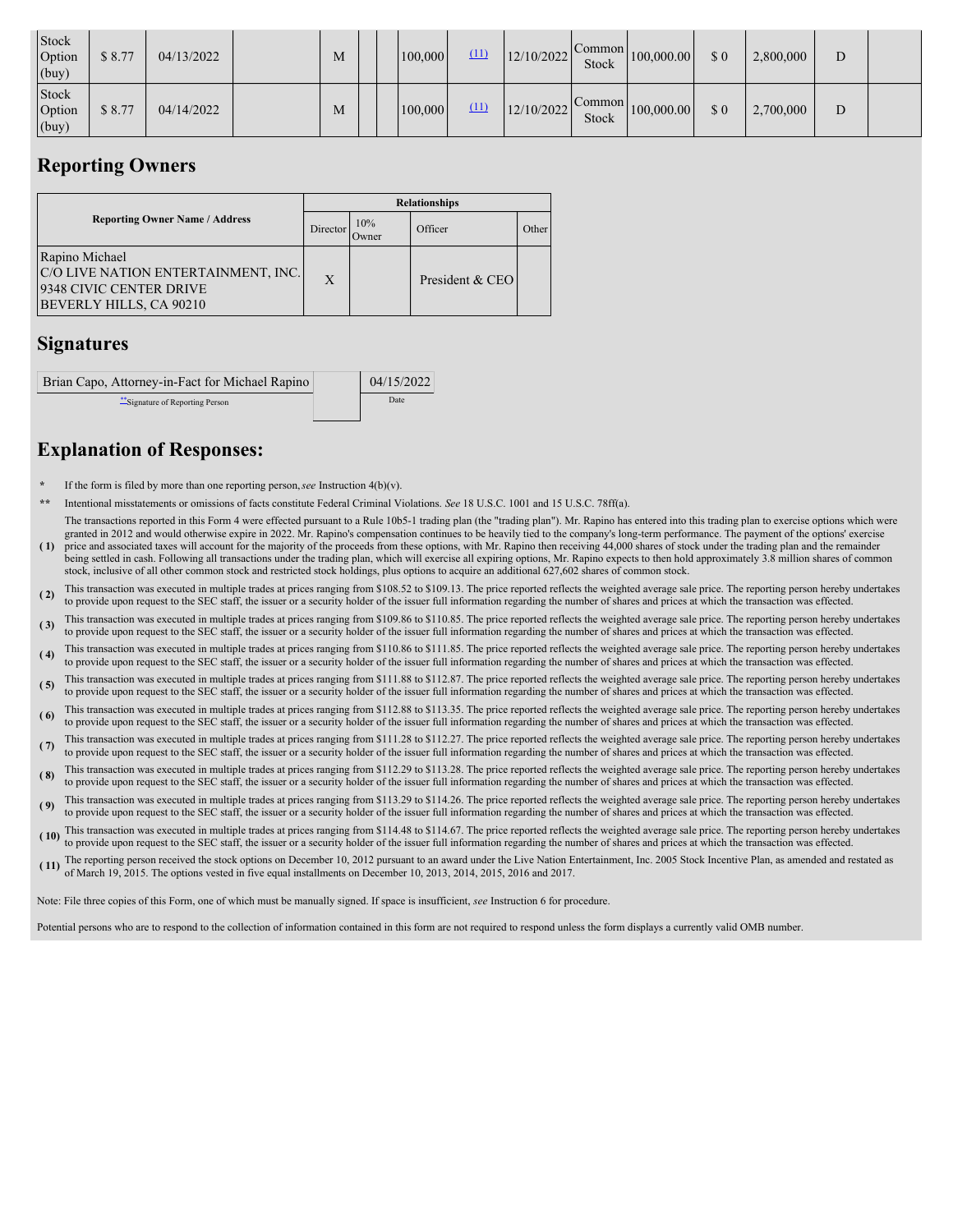| | | | | | | | | | | | | | | | |
|---|---|---|---|---|---|---|---|---|---|---|---|---|---|---|---|
| Stock Option (buy) | $ 8.77 | 04/13/2022 | | M | | | 100,000 | (11) | 12/10/2022 | Common Stock | 100,000.00 | $ 0 | 2,800,000 | D | |
| Stock Option (buy) | $ 8.77 | 04/14/2022 | | M | | | 100,000 | (11) | 12/10/2022 | Common Stock | 100,000.00 | $ 0 | 2,700,000 | D | |

## Reporting Owners

| Reporting Owner Name / Address | Relationships | | | |
|---|---|---|---|---|
| | Director | 10% Owner | Officer | Other |
| Rapino Michael<br>C/O LIVE NATION ENTERTAINMENT, INC.<br>9348 CIVIC CENTER DRIVE<br>BEVERLY HILLS, CA 90210 | X | | President & CEO | |

## Signatures

| | | |
|---|---|---|
| Brian Capo, Attorney-in-Fact for Michael Rapino | | 04/15/2022 |
| **Signature of Reporting Person | | Date |

## Explanation of Responses:

- \* If the form is filed by more than one reporting person, *see* Instruction 4(b)(v).
- \*\* Intentional misstatements or omissions of facts constitute Federal Criminal Violations. *See* 18 U.S.C. 1001 and 15 U.S.C. 78ff(a).
- ( 1) The transactions reported in this Form 4 were effected pursuant to a Rule 10b5-1 trading plan (the "trading plan"). Mr. Rapino has entered into this trading plan to exercise options which were granted in 2012 and would otherwise expire in 2022. Mr. Rapino's compensation continues to be heavily tied to the company's long-term performance. The payment of the options' exercise price and associated taxes will account for the majority of the proceeds from these options, with Mr. Rapino then receiving 44,000 shares of stock under the trading plan and the remainder being settled in cash. Following all transactions under the trading plan, which will exercise all expiring options, Mr. Rapino expects to then hold approximately 3.8 million shares of common stock, inclusive of all other common stock and restricted stock holdings, plus options to acquire an additional 627,602 shares of common stock.
- ( 2) This transaction was executed in multiple trades at prices ranging from $108.52 to $109.13. The price reported reflects the weighted average sale price. The reporting person hereby undertakes to provide upon request to the SEC staff, the issuer or a security holder of the issuer full information regarding the number of shares and prices at which the transaction was effected.
- ( 3) This transaction was executed in multiple trades at prices ranging from $109.86 to $110.85. The price reported reflects the weighted average sale price. The reporting person hereby undertakes to provide upon request to the SEC staff, the issuer or a security holder of the issuer full information regarding the number of shares and prices at which the transaction was effected.
- ( 4) This transaction was executed in multiple trades at prices ranging from $110.86 to $111.85. The price reported reflects the weighted average sale price. The reporting person hereby undertakes to provide upon request to the SEC staff, the issuer or a security holder of the issuer full information regarding the number of shares and prices at which the transaction was effected.
- ( 5) This transaction was executed in multiple trades at prices ranging from $111.88 to $112.87. The price reported reflects the weighted average sale price. The reporting person hereby undertakes to provide upon request to the SEC staff, the issuer or a security holder of the issuer full information regarding the number of shares and prices at which the transaction was effected.
- ( 6) This transaction was executed in multiple trades at prices ranging from $112.88 to $113.35. The price reported reflects the weighted average sale price. The reporting person hereby undertakes to provide upon request to the SEC staff, the issuer or a security holder of the issuer full information regarding the number of shares and prices at which the transaction was effected.
- ( 7) This transaction was executed in multiple trades at prices ranging from $111.28 to $112.27. The price reported reflects the weighted average sale price. The reporting person hereby undertakes to provide upon request to the SEC staff, the issuer or a security holder of the issuer full information regarding the number of shares and prices at which the transaction was effected.
- ( 8) This transaction was executed in multiple trades at prices ranging from $112.29 to $113.28. The price reported reflects the weighted average sale price. The reporting person hereby undertakes to provide upon request to the SEC staff, the issuer or a security holder of the issuer full information regarding the number of shares and prices at which the transaction was effected.
- ( 9) This transaction was executed in multiple trades at prices ranging from $113.29 to $114.26. The price reported reflects the weighted average sale price. The reporting person hereby undertakes to provide upon request to the SEC staff, the issuer or a security holder of the issuer full information regarding the number of shares and prices at which the transaction was effected.
- ( 10) This transaction was executed in multiple trades at prices ranging from $114.48 to $114.67. The price reported reflects the weighted average sale price. The reporting person hereby undertakes to provide upon request to the SEC staff, the issuer or a security holder of the issuer full information regarding the number of shares and prices at which the transaction was effected.
- ( 11) The reporting person received the stock options on December 10, 2012 pursuant to an award under the Live Nation Entertainment, Inc. 2005 Stock Incentive Plan, as amended and restated as of March 19, 2015. The options vested in five equal installments on December 10, 2013, 2014, 2015, 2016 and 2017.

Note: File three copies of this Form, one of which must be manually signed. If space is insufficient, *see* Instruction 6 for procedure.

Potential persons who are to respond to the collection of information contained in this form are not required to respond unless the form displays a currently valid OMB number.